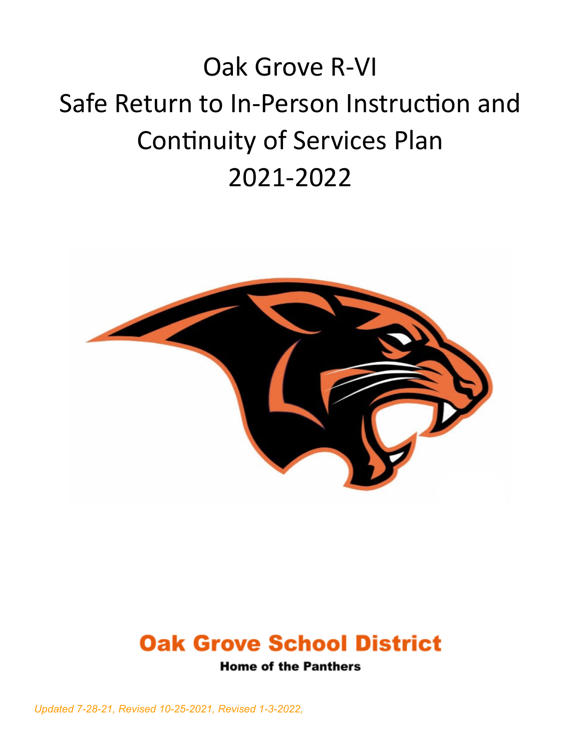# Oak Grove R-VI
# Safe Return to In-Person Instruction and Continuity of Services Plan
# 2021-2022

**Oak Grove School District**

**Home of the Panthers**

*Updated 7-28-21, Revised 10-25-2021, Revised 1-3-2022,*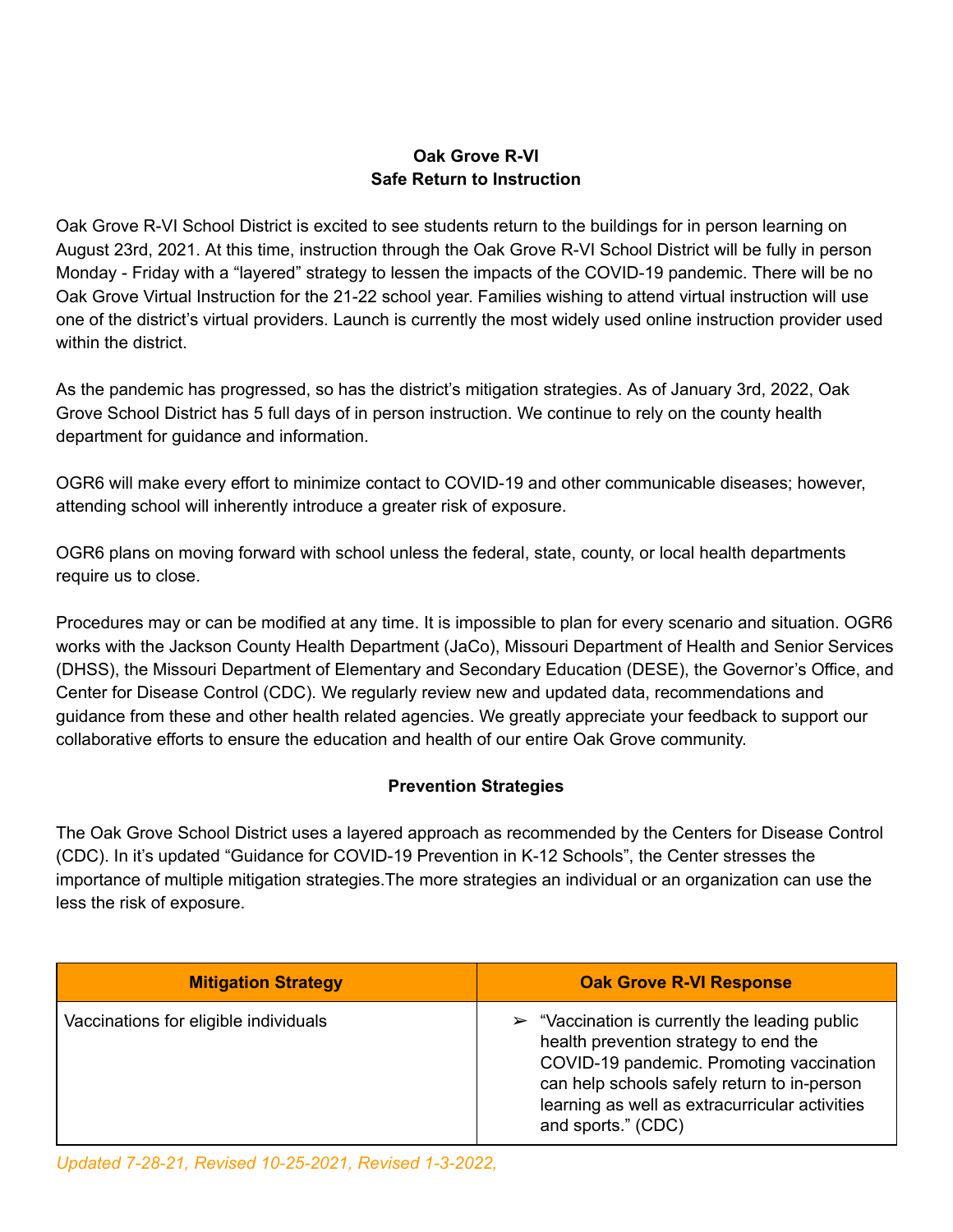**Oak Grove R-VI**
**Safe Return to Instruction**

Oak Grove R-VI School District is excited to see students return to the buildings for in person learning on August 23rd, 2021. At this time, instruction through the Oak Grove R-VI School District will be fully in person Monday - Friday with a "layered" strategy to lessen the impacts of the COVID-19 pandemic. There will be no Oak Grove Virtual Instruction for the 21-22 school year. Families wishing to attend virtual instruction will use one of the district's virtual providers. Launch is currently the most widely used online instruction provider used within the district.

As the pandemic has progressed, so has the district's mitigation strategies. As of January 3rd, 2022, Oak Grove School District has 5 full days of in person instruction. We continue to rely on the county health department for guidance and information.

OGR6 will make every effort to minimize contact to COVID-19 and other communicable diseases; however, attending school will inherently introduce a greater risk of exposure.

OGR6 plans on moving forward with school unless the federal, state, county, or local health departments require us to close.

Procedures may or can be modified at any time. It is impossible to plan for every scenario and situation. OGR6 works with the Jackson County Health Department (JaCo), Missouri Department of Health and Senior Services (DHSS), the Missouri Department of Elementary and Secondary Education (DESE), the Governor's Office, and Center for Disease Control (CDC). We regularly review new and updated data, recommendations and guidance from these and other health related agencies. We greatly appreciate your feedback to support our collaborative efforts to ensure the education and health of our entire Oak Grove community.

**Prevention Strategies**

The Oak Grove School District uses a layered approach as recommended by the Centers for Disease Control (CDC). In it's updated "Guidance for COVID-19 Prevention in K-12 Schools", the Center stresses the importance of multiple mitigation strategies.The more strategies an individual or an organization can use the less the risk of exposure.

| Mitigation Strategy | Oak Grove R-VI Response |
| --- | --- |
| Vaccinations for eligible individuals | ➢ "Vaccination is currently the leading public health prevention strategy to end the COVID-19 pandemic. Promoting vaccination can help schools safely return to in-person learning as well as extracurricular activities and sports." (CDC) |

*Updated 7-28-21, Revised 10-25-2021, Revised 1-3-2022,*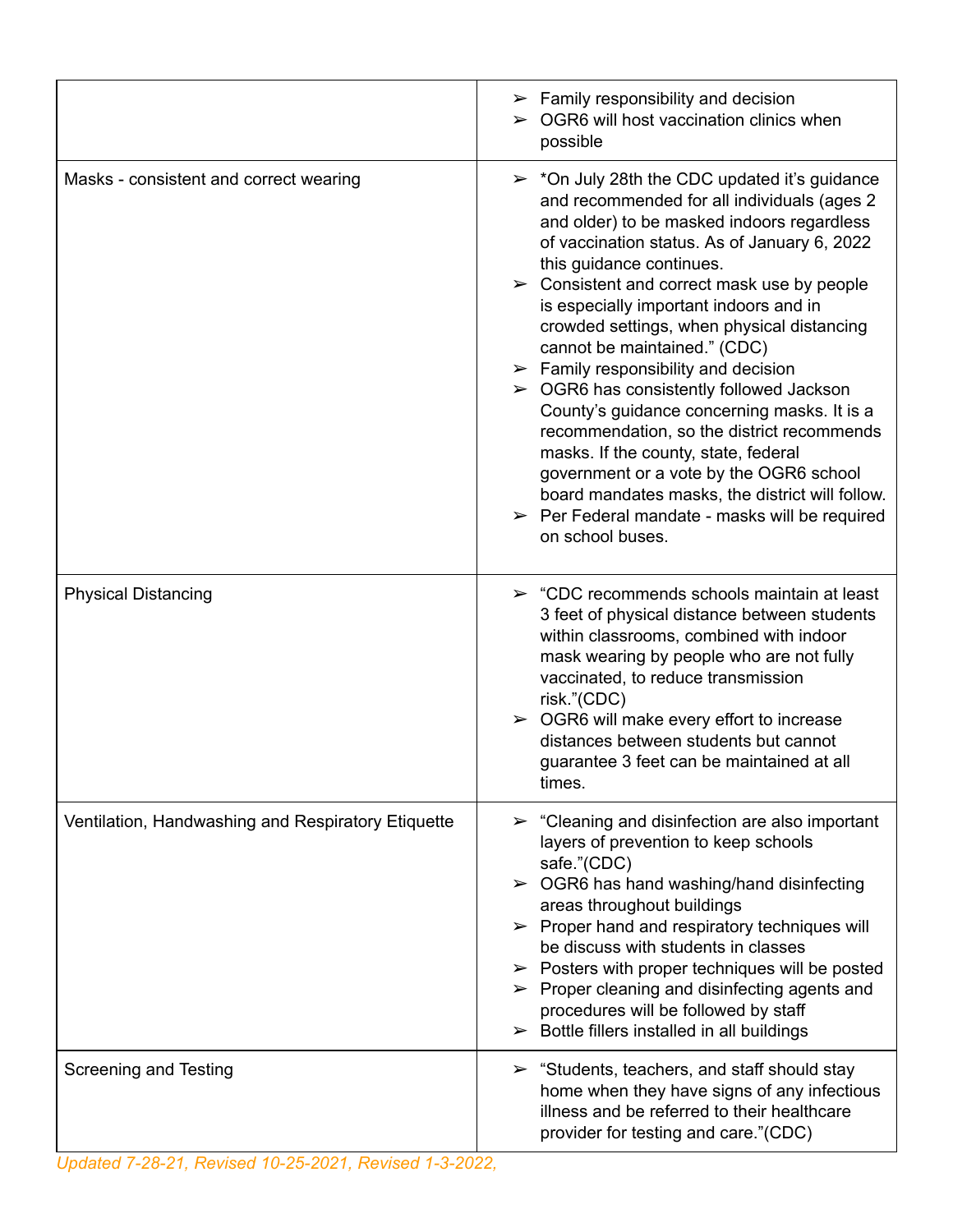| | |
|---|---|
| | ➢ Family responsibility and decision<br>➢ OGR6 will host vaccination clinics when possible |
| Masks - consistent and correct wearing | ➢ *On July 28th the CDC updated it's guidance and recommended for all individuals (ages 2 and older) to be masked indoors regardless of vaccination status. As of January 6, 2022 this guidance continues.<br>➢ Consistent and correct mask use by people is especially important indoors and in crowded settings, when physical distancing cannot be maintained." (CDC)<br>➢ Family responsibility and decision<br>➢ OGR6 has consistently followed Jackson County's guidance concerning masks. It is a recommendation, so the district recommends masks. If the county, state, federal government or a vote by the OGR6 school board mandates masks, the district will follow.<br>➢ Per Federal mandate - masks will be required on school buses. |
| Physical Distancing | ➢ "CDC recommends schools maintain at least 3 feet of physical distance between students within classrooms, combined with indoor mask wearing by people who are not fully vaccinated, to reduce transmission risk."(CDC)<br>➢ OGR6 will make every effort to increase distances between students but cannot guarantee 3 feet can be maintained at all times. |
| Ventilation, Handwashing and Respiratory Etiquette | ➢ "Cleaning and disinfection are also important layers of prevention to keep schools safe."(CDC)<br>➢ OGR6 has hand washing/hand disinfecting areas throughout buildings<br>➢ Proper hand and respiratory techniques will be discuss with students in classes<br>➢ Posters with proper techniques will be posted<br>➢ Proper cleaning and disinfecting agents and procedures will be followed by staff<br>➢ Bottle fillers installed in all buildings |
| Screening and Testing | ➢ "Students, teachers, and staff should stay home when they have signs of any infectious illness and be referred to their healthcare provider for testing and care."(CDC) |

*Updated 7-28-21, Revised 10-25-2021, Revised 1-3-2022,*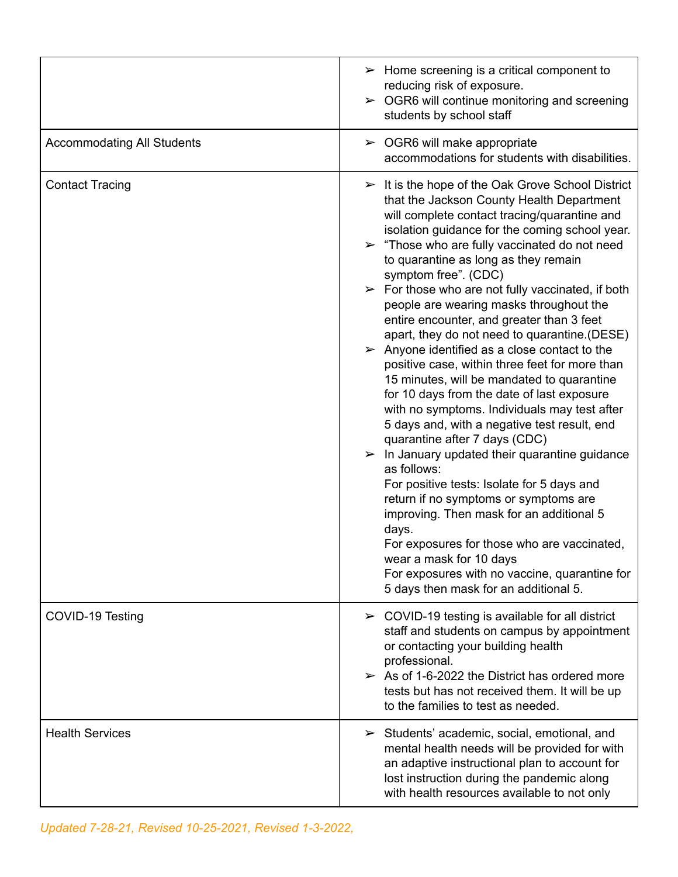| | |
|---|---|
| | ➢ Home screening is a critical component to reducing risk of exposure.<br>➢ OGR6 will continue monitoring and screening students by school staff |
| Accommodating All Students | ➢ OGR6 will make appropriate accommodations for students with disabilities. |
| Contact Tracing | ➢ It is the hope of the Oak Grove School District that the Jackson County Health Department will complete contact tracing/quarantine and isolation guidance for the coming school year.<br>➢ "Those who are fully vaccinated do not need to quarantine as long as they remain symptom free". (CDC)<br>➢ For those who are not fully vaccinated, if both people are wearing masks throughout the entire encounter, and greater than 3 feet apart, they do not need to quarantine.(DESE)<br>➢ Anyone identified as a close contact to the positive case, within three feet for more than 15 minutes, will be mandated to quarantine for 10 days from the date of last exposure with no symptoms. Individuals may test after 5 days and, with a negative test result, end quarantine after 7 days (CDC)<br>➢ In January updated their quarantine guidance as follows:<br>For positive tests: Isolate for 5 days and return if no symptoms or symptoms are improving. Then mask for an additional 5 days.<br>For exposures for those who are vaccinated, wear a mask for 10 days<br>For exposures with no vaccine, quarantine for 5 days then mask for an additional 5. |
| COVID-19 Testing | ➢ COVID-19 testing is available for all district staff and students on campus by appointment or contacting your building health professional.<br>➢ As of 1-6-2022 the District has ordered more tests but has not received them. It will be up to the families to test as needed. |
| Health Services | ➢ Students' academic, social, emotional, and mental health needs will be provided for with an adaptive instructional plan to account for lost instruction during the pandemic along with health resources available to not only |

*Updated 7-28-21, Revised 10-25-2021, Revised 1-3-2022,*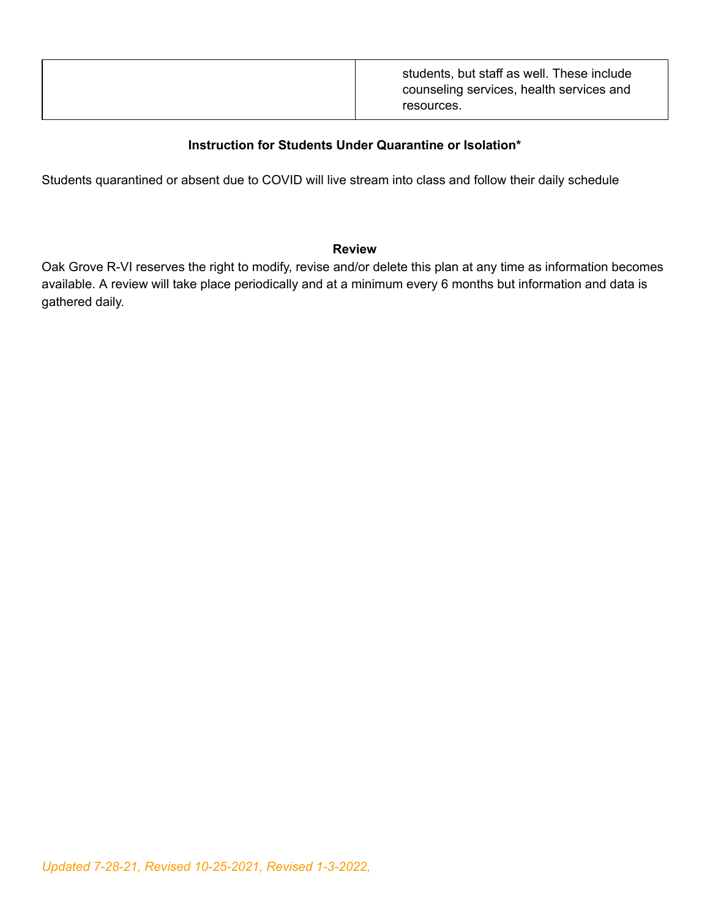| | |
|---|---|
| | students, but staff as well. These include counseling services, health services and resources. |

**Instruction for Students Under Quarantine or Isolation***

Students quarantined or absent due to COVID will live stream into class and follow their daily schedule

**Review**

Oak Grove R-VI reserves the right to modify, revise and/or delete this plan at any time as information becomes available. A review will take place periodically and at a minimum every 6 months but information and data is gathered daily.

*Updated 7-28-21, Revised 10-25-2021, Revised 1-3-2022,*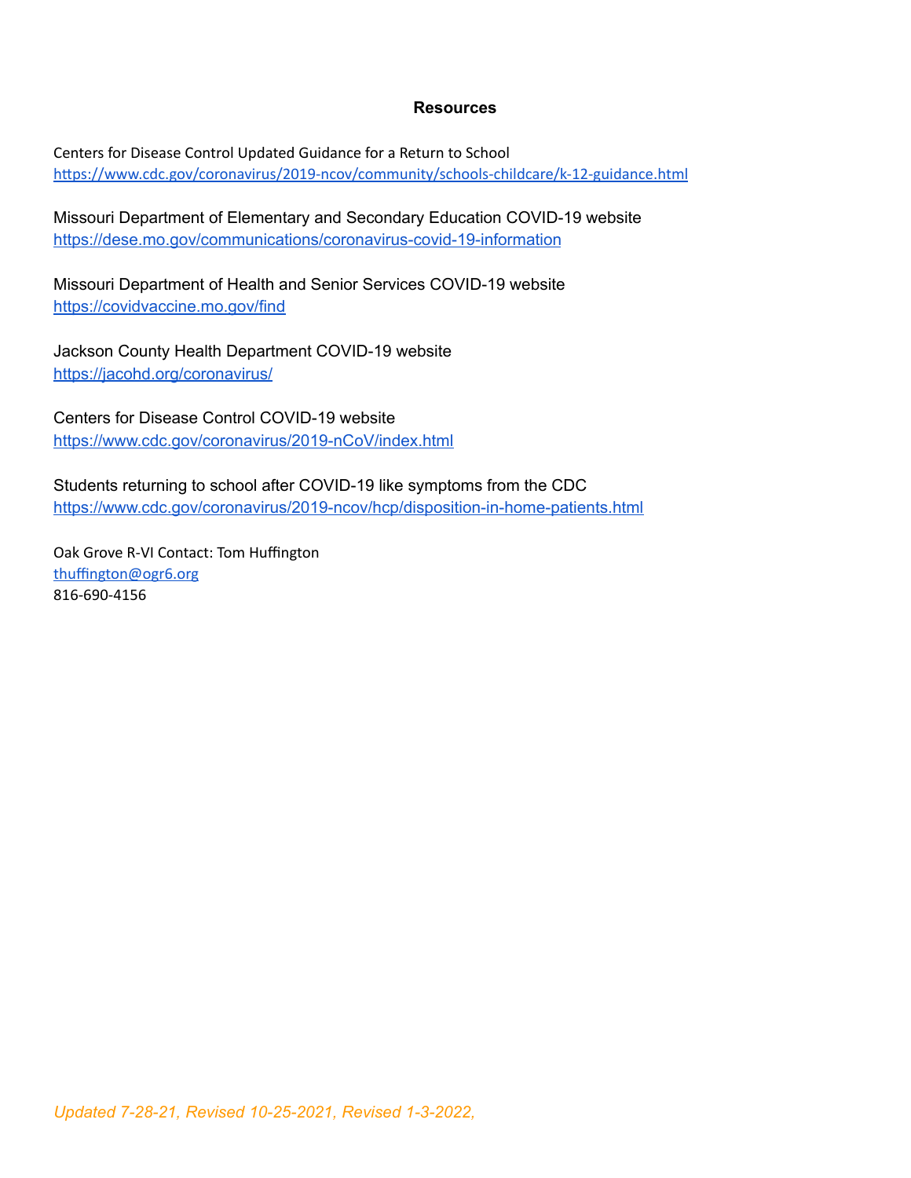### Resources

Centers for Disease Control Updated Guidance for a Return to School
https://www.cdc.gov/coronavirus/2019-ncov/community/schools-childcare/k-12-guidance.html

Missouri Department of Elementary and Secondary Education COVID-19 website
https://dese.mo.gov/communications/coronavirus-covid-19-information

Missouri Department of Health and Senior Services COVID-19 website
https://covidvaccine.mo.gov/find

Jackson County Health Department COVID-19 website
https://jacohd.org/coronavirus/

Centers for Disease Control COVID-19 website
https://www.cdc.gov/coronavirus/2019-nCoV/index.html

Students returning to school after COVID-19 like symptoms from the CDC
https://www.cdc.gov/coronavirus/2019-ncov/hcp/disposition-in-home-patients.html

Oak Grove R-VI Contact: Tom Huffington
thuffington@ogr6.org
816-690-4156

*Updated 7-28-21, Revised 10-25-2021, Revised 1-3-2022,*